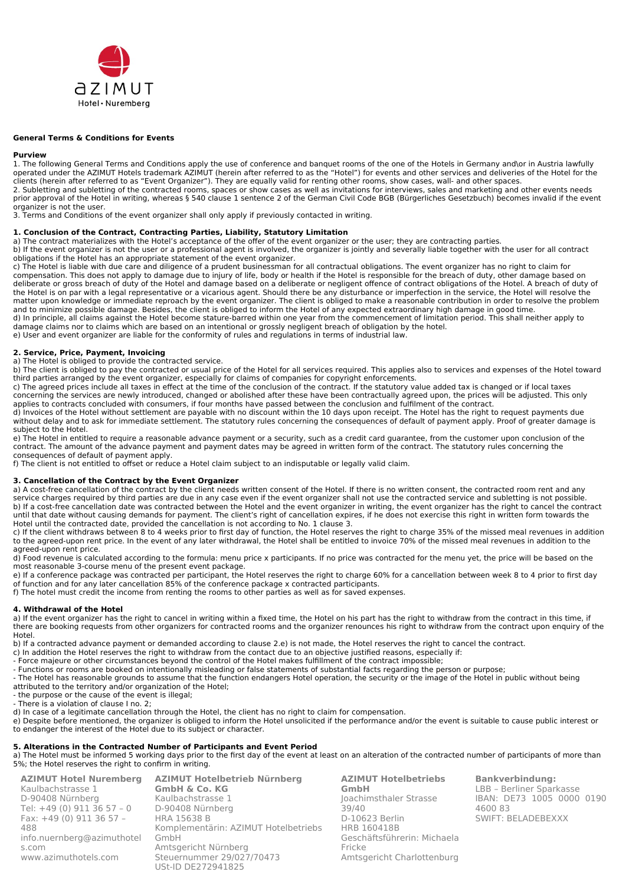AZIMUT Hotel • Nuremberg

**General Terms & Conditions for Events**

**Purview**

1. The following General Terms and Conditions apply the use of conference and banquet rooms of the one of the Hotels in Germany and\or in Austria lawfully operated under the AZIMUT Hotels trademark AZIMUT (herein after referred to as the "Hotel") for events and other services and deliveries of the Hotel for the clients (herein after referred to as "Event Organizer"). They are equally valid for renting other rooms, show cases, wall- and other spaces.
2. Subletting and subletting of the contracted rooms, spaces or show cases as well as invitations for interviews, sales and marketing and other events needs prior approval of the Hotel in writing, whereas § 540 clause 1 sentence 2 of the German Civil Code BGB (Bürgerliches Gesetzbuch) becomes invalid if the event organizer is not the user.
3. Terms and Conditions of the event organizer shall only apply if previously contacted in writing.

**1. Conclusion of the Contract, Contracting Parties, Liability, Statutory Limitation**

a) The contract materializes with the Hotel's acceptance of the offer of the event organizer or the user; they are contracting parties.
b) If the event organizer is not the user or a professional agent is involved, the organizer is jointly and severally liable together with the user for all contract obligations if the Hotel has an appropriate statement of the event organizer.
c) The Hotel is liable with due care and diligence of a prudent businessman for all contractual obligations. The event organizer has no right to claim for compensation. This does not apply to damage due to injury of life, body or health if the Hotel is responsible for the breach of duty, other damage based on deliberate or gross breach of duty of the Hotel and damage based on a deliberate or negligent offence of contract obligations of the Hotel. A breach of duty of the Hotel is on par with a legal representative or a vicarious agent. Should there be any disturbance or imperfection in the service, the Hotel will resolve the matter upon knowledge or immediate reproach by the event organizer. The client is obliged to make a reasonable contribution in order to resolve the problem and to minimize possible damage. Besides, the client is obliged to inform the Hotel of any expected extraordinary high damage in good time.
d) In principle, all claims against the Hotel become stature-barred within one year from the commencement of limitation period. This shall neither apply to damage claims nor to claims which are based on an intentional or grossly negligent breach of obligation by the hotel.
e) User and event organizer are liable for the conformity of rules and regulations in terms of industrial law.

**2. Service, Price, Payment, Invoicing**

a) The Hotel is obliged to provide the contracted service.
b) The client is obliged to pay the contracted or usual price of the Hotel for all services required. This applies also to services and expenses of the Hotel toward third parties arranged by the event organizer, especially for claims of companies for copyright enforcements.
c) The agreed prices include all taxes in effect at the time of the conclusion of the contract. If the statutory value added tax is changed or if local taxes concerning the services are newly introduced, changed or abolished after these have been contractually agreed upon, the prices will be adjusted. This only applies to contracts concluded with consumers, if four months have passed between the conclusion and fulfilment of the contract.
d) Invoices of the Hotel without settlement are payable with no discount within the 10 days upon receipt. The Hotel has the right to request payments due without delay and to ask for immediate settlement. The statutory rules concerning the consequences of default of payment apply. Proof of greater damage is subject to the Hotel.
e) The Hotel in entitled to require a reasonable advance payment or a security, such as a credit card guarantee, from the customer upon conclusion of the contract. The amount of the advance payment and payment dates may be agreed in written form of the contract. The statutory rules concerning the consequences of default of payment apply.
f) The client is not entitled to offset or reduce a Hotel claim subject to an indisputable or legally valid claim.

**3. Cancellation of the Contract by the Event Organizer**

a) A cost-free cancellation of the contract by the client needs written consent of the Hotel. If there is no written consent, the contracted room rent and any service charges required by third parties are due in any case even if the event organizer shall not use the contracted service and subletting is not possible.
b) If a cost-free cancellation date was contracted between the Hotel and the event organizer in writing, the event organizer has the right to cancel the contract until that date without causing demands for payment. The client's right of cancellation expires, if he does not exercise this right in written form towards the Hotel until the contracted date, provided the cancellation is not according to No. 1 clause 3.
c) If the client withdraws between 8 to 4 weeks prior to first day of function, the Hotel reserves the right to charge 35% of the missed meal revenues in addition to the agreed-upon rent price. In the event of any later withdrawal, the Hotel shall be entitled to invoice 70% of the missed meal revenues in addition to the agreed-upon rent price.
d) Food revenue is calculated according to the formula: menu price x participants. If no price was contracted for the menu yet, the price will be based on the most reasonable 3-course menu of the present event package.
e) If a conference package was contracted per participant, the Hotel reserves the right to charge 60% for a cancellation between week 8 to 4 prior to first day of function and for any later cancellation 85% of the conference package x contracted participants.
f) The hotel must credit the income from renting the rooms to other parties as well as for saved expenses.

**4. Withdrawal of the Hotel**

a) If the event organizer has the right to cancel in writing within a fixed time, the Hotel on his part has the right to withdraw from the contract in this time, if there are booking requests from other organizers for contracted rooms and the organizer renounces his right to withdraw from the contract upon enquiry of the Hotel.
b) If a contracted advance payment or demanded according to clause 2.e) is not made, the Hotel reserves the right to cancel the contract.
c) In addition the Hotel reserves the right to withdraw from the contact due to an objective justified reasons, especially if:
- Force majeure or other circumstances beyond the control of the Hotel makes fulfillment of the contract impossible;
- Functions or rooms are booked on intentionally misleading or false statements of substantial facts regarding the person or purpose;
- The Hotel has reasonable grounds to assume that the function endangers Hotel operation, the security or the image of the Hotel in public without being attributed to the territory and/or organization of the Hotel;
- the purpose or the cause of the event is illegal;
- There is a violation of clause I no. 2;

d) In case of a legitimate cancellation through the Hotel, the client has no right to claim for compensation.
e) Despite before mentioned, the organizer is obliged to inform the Hotel unsolicited if the performance and/or the event is suitable to cause public interest or to endanger the interest of the Hotel due to its subject or character.

**5. Alterations in the Contracted Number of Participants and Event Period**

a) The Hotel must be informed 5 working days prior to the first day of the event at least on an alteration of the contracted number of participants of more than 5%; the Hotel reserves the right to confirm in writing.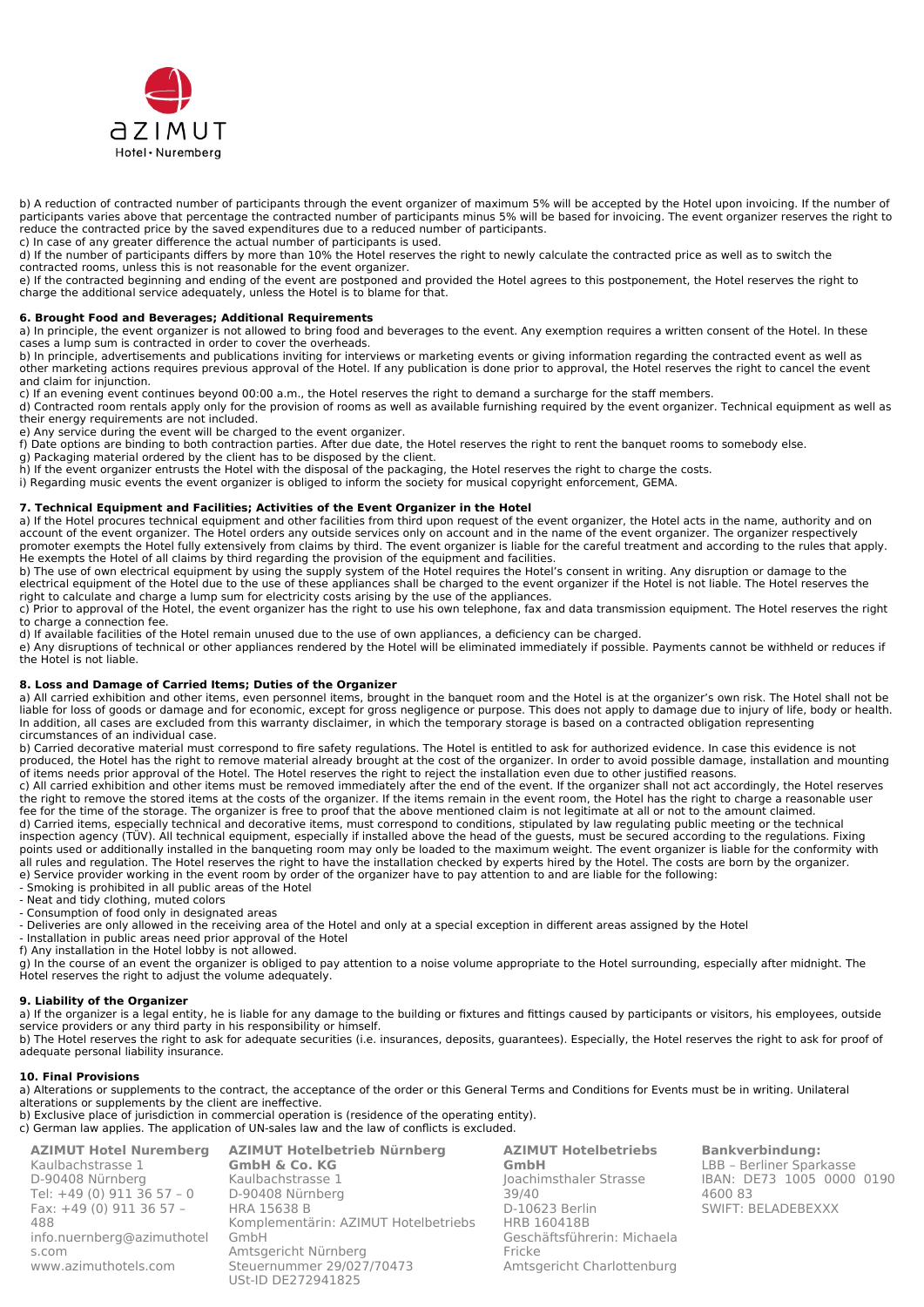b) A reduction of contracted number of participants through the event organizer of maximum 5% will be accepted by the Hotel upon invoicing. If the number of participants varies above that percentage the contracted number of participants minus 5% will be based for invoicing. The event organizer reserves the right to reduce the contracted price by the saved expenditures due to a reduced number of participants.
c) In case of any greater difference the actual number of participants is used.
d) If the number of participants differs by more than 10% the Hotel reserves the right to newly calculate the contracted price as well as to switch the contracted rooms, unless this is not reasonable for the event organizer.
e) If the contracted beginning and ending of the event are postponed and provided the Hotel agrees to this postponement, the Hotel reserves the right to charge the additional service adequately, unless the Hotel is to blame for that.

**6. Brought Food and Beverages; Additional Requirements**
a) In principle, the event organizer is not allowed to bring food and beverages to the event. Any exemption requires a written consent of the Hotel. In these cases a lump sum is contracted in order to cover the overheads.
b) In principle, advertisements and publications inviting for interviews or marketing events or giving information regarding the contracted event as well as other marketing actions requires previous approval of the Hotel. If any publication is done prior to approval, the Hotel reserves the right to cancel the event and claim for injunction.
c) If an evening event continues beyond 00:00 a.m., the Hotel reserves the right to demand a surcharge for the staff members.
d) Contracted room rentals apply only for the provision of rooms as well as available furnishing required by the event organizer. Technical equipment as well as their energy requirements are not included.
e) Any service during the event will be charged to the event organizer.
f) Date options are binding to both contraction parties. After due date, the Hotel reserves the right to rent the banquet rooms to somebody else.
g) Packaging material ordered by the client has to be disposed by the client.
h) If the event organizer entrusts the Hotel with the disposal of the packaging, the Hotel reserves the right to charge the costs.
i) Regarding music events the event organizer is obliged to inform the society for musical copyright enforcement, GEMA.

**7. Technical Equipment and Facilities; Activities of the Event Organizer in the Hotel**
a) If the Hotel procures technical equipment and other facilities from third upon request of the event organizer, the Hotel acts in the name, authority and on account of the event organizer. The Hotel orders any outside services only on account and in the name of the event organizer. The organizer respectively promoter exempts the Hotel fully extensively from claims by third. The event organizer is liable for the careful treatment and according to the rules that apply. He exempts the Hotel of all claims by third regarding the provision of the equipment and facilities.
b) The use of own electrical equipment by using the supply system of the Hotel requires the Hotel's consent in writing. Any disruption or damage to the electrical equipment of the Hotel due to the use of these appliances shall be charged to the event organizer if the Hotel is not liable. The Hotel reserves the right to calculate and charge a lump sum for electricity costs arising by the use of the appliances.
c) Prior to approval of the Hotel, the event organizer has the right to use his own telephone, fax and data transmission equipment. The Hotel reserves the right to charge a connection fee.
d) If available facilities of the Hotel remain unused due to the use of own appliances, a deficiency can be charged.
e) Any disruptions of technical or other appliances rendered by the Hotel will be eliminated immediately if possible. Payments cannot be withheld or reduces if the Hotel is not liable.

**8. Loss and Damage of Carried Items; Duties of the Organizer**
a) All carried exhibition and other items, even personnel items, brought in the banquet room and the Hotel is at the organizer's own risk. The Hotel shall not be liable for loss of goods or damage and for economic, except for gross negligence or purpose. This does not apply to damage due to injury of life, body or health. In addition, all cases are excluded from this warranty disclaimer, in which the temporary storage is based on a contracted obligation representing circumstances of an individual case.
b) Carried decorative material must correspond to fire safety regulations. The Hotel is entitled to ask for authorized evidence. In case this evidence is not produced, the Hotel has the right to remove material already brought at the cost of the organizer. In order to avoid possible damage, installation and mounting of items needs prior approval of the Hotel. The Hotel reserves the right to reject the installation even due to other justified reasons.
c) All carried exhibition and other items must be removed immediately after the end of the event. If the organizer shall not act accordingly, the Hotel reserves the right to remove the stored items at the costs of the organizer. If the items remain in the event room, the Hotel has the right to charge a reasonable user fee for the time of the storage. The organizer is free to proof that the above mentioned claim is not legitimate at all or not to the amount claimed.
d) Carried items, especially technical and decorative items, must correspond to conditions, stipulated by law regulating public meeting or the technical inspection agency (TÜV). All technical equipment, especially if installed above the head of the guests, must be secured according to the regulations. Fixing points used or additionally installed in the banqueting room may only be loaded to the maximum weight. The event organizer is liable for the conformity with all rules and regulation. The Hotel reserves the right to have the installation checked by experts hired by the Hotel. The costs are born by the organizer.
e) Service provider working in the event room by order of the organizer have to pay attention to and are liable for the following:
- Smoking is prohibited in all public areas of the Hotel
- Neat and tidy clothing, muted colors
- Consumption of food only in designated areas
- Deliveries are only allowed in the receiving area of the Hotel and only at a special exception in different areas assigned by the Hotel
- Installation in public areas need prior approval of the Hotel

f) Any installation in the Hotel lobby is not allowed.
g) In the course of an event the organizer is obliged to pay attention to a noise volume appropriate to the Hotel surrounding, especially after midnight. The Hotel reserves the right to adjust the volume adequately.

**9. Liability of the Organizer**
a) If the organizer is a legal entity, he is liable for any damage to the building or fixtures and fittings caused by participants or visitors, his employees, outside service providers or any third party in his responsibility or himself.
b) The Hotel reserves the right to ask for adequate securities (i.e. insurances, deposits, guarantees). Especially, the Hotel reserves the right to ask for proof of adequate personal liability insurance.

**10. Final Provisions**
a) Alterations or supplements to the contract, the acceptance of the order or this General Terms and Conditions for Events must be in writing. Unilateral alterations or supplements by the client are ineffective.
b) Exclusive place of jurisdiction in commercial operation is (residence of the operating entity).
c) German law applies. The application of UN-sales law and the law of conflicts is excluded.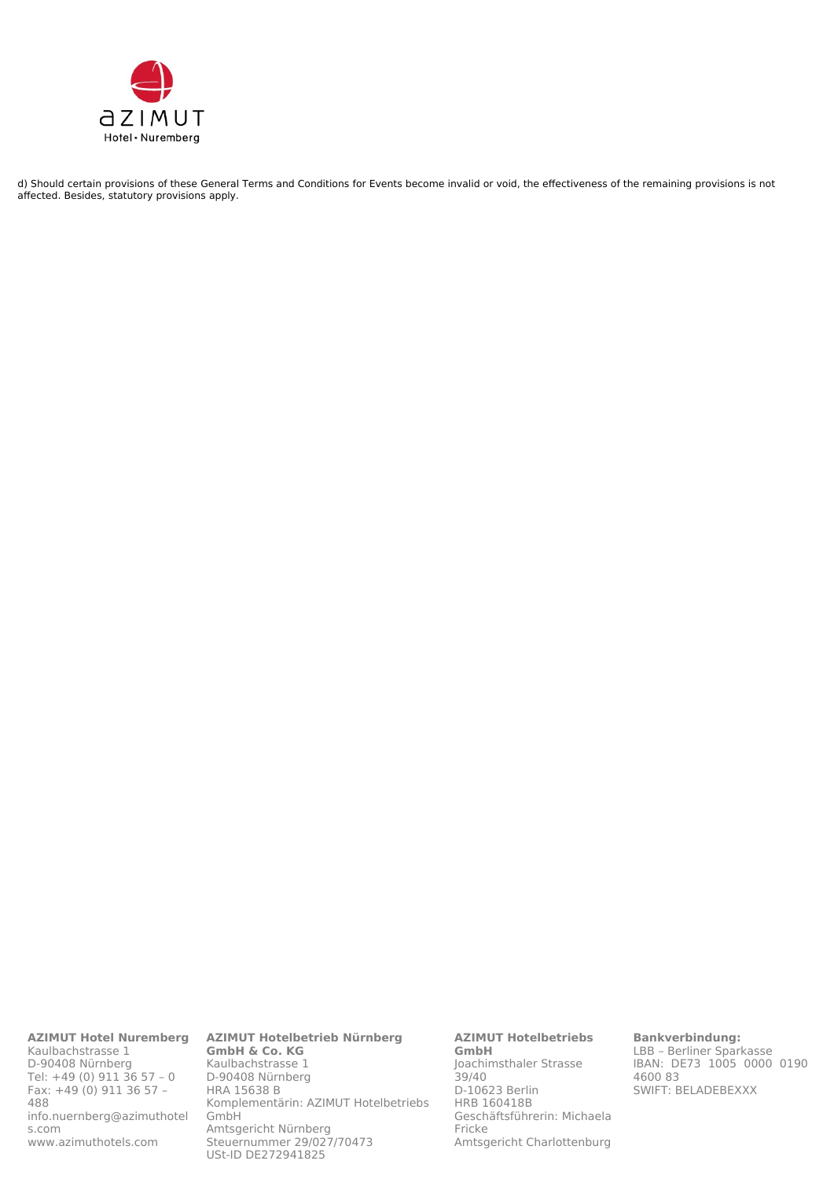d) Should certain provisions of these General Terms and Conditions for Events become invalid or void, the effectiveness of the remaining provisions is not affected. Besides, statutory provisions apply.

**AZIMUT Hotel Nuremberg**
Kaulbachstrasse 1
D-90408 Nürnberg
Tel: +49 (0) 911 36 57 – 0
Fax: +49 (0) 911 36 57 – 488
info.nuernberg@azimuthotels.com
www.azimuthotels.com

**AZIMUT Hotelbetrieb Nürnberg GmbH & Co. KG**
Kaulbachstrasse 1
D-90408 Nürnberg
HRA 15638 B
Komplementärin: AZIMUT Hotelbetriebs GmbH
Amtsgericht Nürnberg
Steuernummer 29/027/70473
USt-ID DE272941825

**AZIMUT Hotelbetriebs GmbH**
Joachimsthaler Strasse 39/40
D-10623 Berlin
HRB 160418B
Geschäftsführerin: Michaela Fricke
Amtsgericht Charlottenburg

**Bankverbindung:**
LBB – Berliner Sparkasse
IBAN: DE73 1005 0000 0190 4600 83
SWIFT: BELADEBEXXX